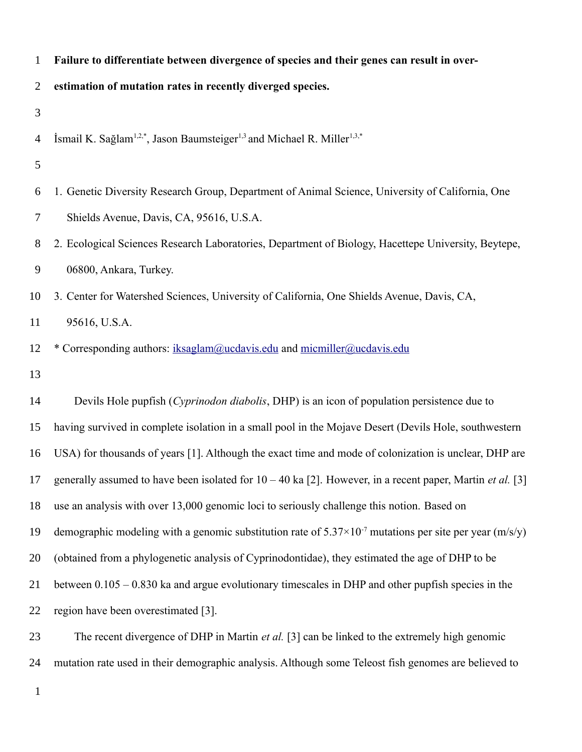**Failure to differentiate between divergence of species and their genes can result in over-estimation of mutation rates in recently diverged species.**

İsmail K. Sağlam[1,2,*], Jason Baumsteiger[1,3] and Michael R. Miller[1,3,*]

1. Genetic Diversity Research Group, Department of Animal Science, University of California, One Shields Avenue, Davis, CA, 95616, U.S.A.
2. Ecological Sciences Research Laboratories, Department of Biology, Hacettepe University, Beytepe, 06800, Ankara, Turkey.
3. Center for Watershed Sciences, University of California, One Shields Avenue, Davis, CA, 95616, U.S.A.

\* Corresponding authors: iksaglam@ucdavis.edu and micmiller@ucdavis.edu

Devils Hole pupfish (*Cyprinodon diabolis*, DHP) is an icon of population persistence due to having survived in complete isolation in a small pool in the Mojave Desert (Devils Hole, southwestern USA) for thousands of years [1]. Although the exact time and mode of colonization is unclear, DHP are generally assumed to have been isolated for 10 – 40 ka [2]. However, in a recent paper, Martin *et al.* [3] use an analysis with over 13,000 genomic loci to seriously challenge this notion. Based on demographic modeling with a genomic substitution rate of $5.37\times10^{-7}$ mutations per site per year (m/s/y) (obtained from a phylogenetic analysis of Cyprinodontidae), they estimated the age of DHP to be between 0.105 – 0.830 ka and argue evolutionary timescales in DHP and other pupfish species in the region have been overestimated [3].

The recent divergence of DHP in Martin *et al.* [3] can be linked to the extremely high genomic mutation rate used in their demographic analysis. Although some Teleost fish genomes are believed to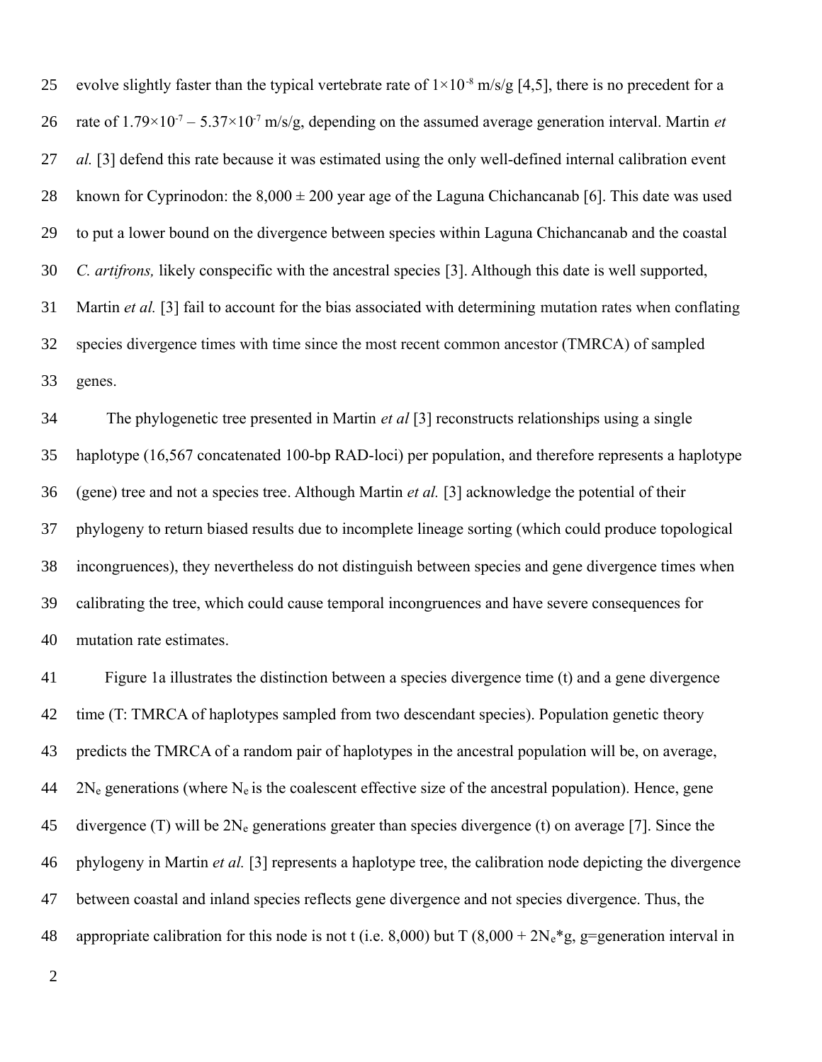evolve slightly faster than the typical vertebrate rate of $1\times10^{-8}$ m/s/g [4,5], there is no precedent for a rate of $1.79\times10^{-7}$ – $5.37\times10^{-7}$ m/s/g, depending on the assumed average generation interval. Martin *et al.* [3] defend this rate because it was estimated using the only well-defined internal calibration event known for Cyprinodon: the 8,000 ± 200 year age of the Laguna Chichancanab [6]. This date was used to put a lower bound on the divergence between species within Laguna Chichancanab and the coastal *C. artifrons,* likely conspecific with the ancestral species [3]. Although this date is well supported, Martin *et al.* [3] fail to account for the bias associated with determining mutation rates when conflating species divergence times with time since the most recent common ancestor (TMRCA) of sampled genes.

The phylogenetic tree presented in Martin *et al* [3] reconstructs relationships using a single haplotype (16,567 concatenated 100-bp RAD-loci) per population, and therefore represents a haplotype (gene) tree and not a species tree. Although Martin *et al.* [3] acknowledge the potential of their phylogeny to return biased results due to incomplete lineage sorting (which could produce topological incongruences), they nevertheless do not distinguish between species and gene divergence times when calibrating the tree, which could cause temporal incongruences and have severe consequences for mutation rate estimates.

Figure 1a illustrates the distinction between a species divergence time (t) and a gene divergence time (T: TMRCA of haplotypes sampled from two descendant species). Population genetic theory predicts the TMRCA of a random pair of haplotypes in the ancestral population will be, on average, $2N_e$ generations (where $N_e$ is the coalescent effective size of the ancestral population). Hence, gene divergence (T) will be $2N_e$ generations greater than species divergence (t) on average [7]. Since the phylogeny in Martin *et al.* [3] represents a haplotype tree, the calibration node depicting the divergence between coastal and inland species reflects gene divergence and not species divergence. Thus, the appropriate calibration for this node is not t (i.e. 8,000) but T ($8{,}000 + 2N_e{*}g$, g=generation interval in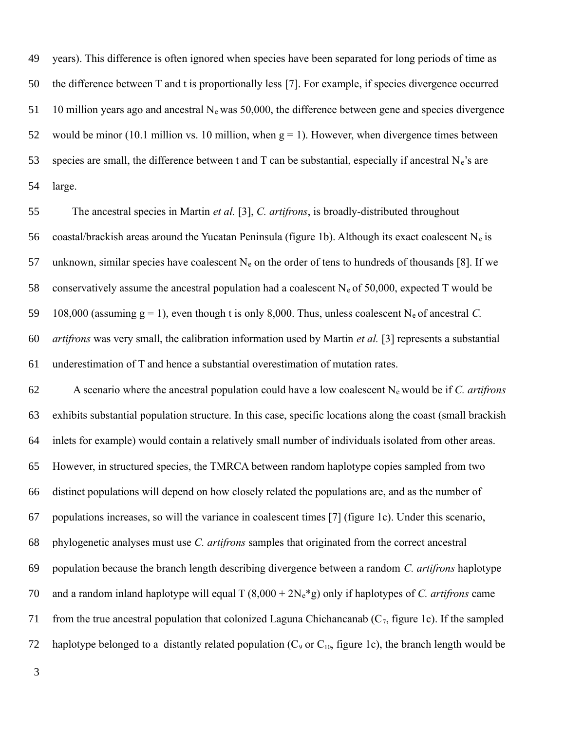years). This difference is often ignored when species have been separated for long periods of time as the difference between T and t is proportionally less [7]. For example, if species divergence occurred 10 million years ago and ancestral $N_e$ was 50,000, the difference between gene and species divergence would be minor (10.1 million vs. 10 million, when g = 1). However, when divergence times between species are small, the difference between t and T can be substantial, especially if ancestral $N_e$'s are large.

The ancestral species in Martin *et al.* [3], *C. artifrons*, is broadly-distributed throughout coastal/brackish areas around the Yucatan Peninsula (figure 1b). Although its exact coalescent $N_e$ is unknown, similar species have coalescent $N_e$ on the order of tens to hundreds of thousands [8]. If we conservatively assume the ancestral population had a coalescent $N_e$ of 50,000, expected T would be 108,000 (assuming g = 1), even though t is only 8,000. Thus, unless coalescent $N_e$ of ancestral *C. artifrons* was very small, the calibration information used by Martin *et al.* [3] represents a substantial underestimation of T and hence a substantial overestimation of mutation rates.

A scenario where the ancestral population could have a low coalescent $N_e$ would be if *C. artifrons* exhibits substantial population structure. In this case, specific locations along the coast (small brackish inlets for example) would contain a relatively small number of individuals isolated from other areas. However, in structured species, the TMRCA between random haplotype copies sampled from two distinct populations will depend on how closely related the populations are, and as the number of populations increases, so will the variance in coalescent times [7] (figure 1c). Under this scenario, phylogenetic analyses must use *C. artifrons* samples that originated from the correct ancestral population because the branch length describing divergence between a random *C. artifrons* haplotype and a random inland haplotype will equal T ($8{,}000 + 2N_e{*}g$) only if haplotypes of *C. artifrons* came from the true ancestral population that colonized Laguna Chichancanab ($C_7$, figure 1c). If the sampled haplotype belonged to a distantly related population ($C_9$ or $C_{10}$, figure 1c), the branch length would be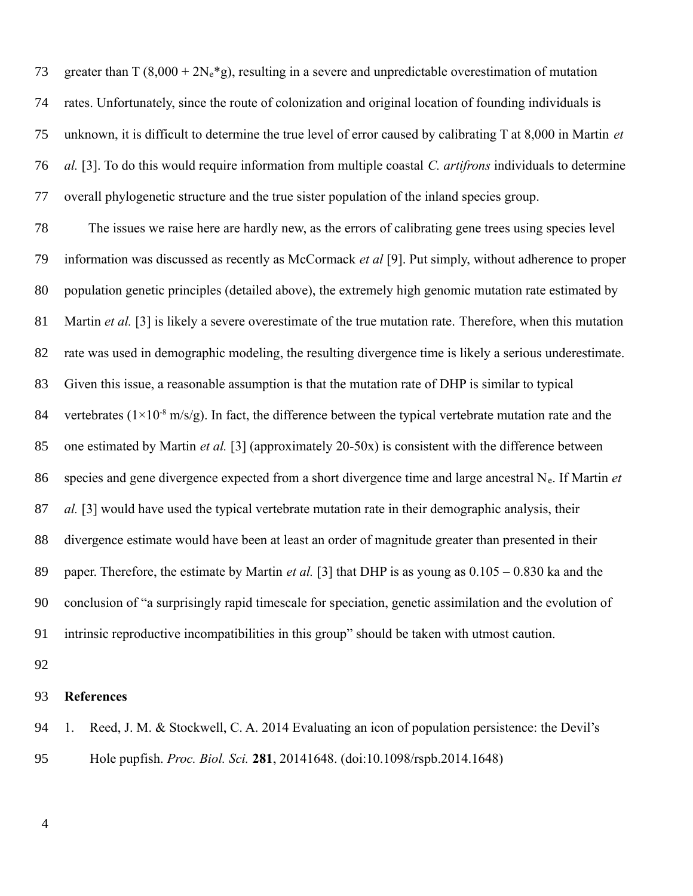greater than T ($8{,}000 + 2N_e*g$), resulting in a severe and unpredictable overestimation of mutation rates. Unfortunately, since the route of colonization and original location of founding individuals is unknown, it is difficult to determine the true level of error caused by calibrating T at 8,000 in Martin *et al.* [3]. To do this would require information from multiple coastal *C. artifrons* individuals to determine overall phylogenetic structure and the true sister population of the inland species group.

The issues we raise here are hardly new, as the errors of calibrating gene trees using species level information was discussed as recently as McCormack *et al* [9]. Put simply, without adherence to proper population genetic principles (detailed above), the extremely high genomic mutation rate estimated by Martin *et al.* [3] is likely a severe overestimate of the true mutation rate. Therefore, when this mutation rate was used in demographic modeling, the resulting divergence time is likely a serious underestimate. Given this issue, a reasonable assumption is that the mutation rate of DHP is similar to typical vertebrates ($1\times10^{-8}$ m/s/g). In fact, the difference between the typical vertebrate mutation rate and the one estimated by Martin *et al.* [3] (approximately 20-50x) is consistent with the difference between species and gene divergence expected from a short divergence time and large ancestral $N_e$. If Martin *et al.* [3] would have used the typical vertebrate mutation rate in their demographic analysis, their divergence estimate would have been at least an order of magnitude greater than presented in their paper. Therefore, the estimate by Martin *et al.* [3] that DHP is as young as 0.105 – 0.830 ka and the conclusion of "a surprisingly rapid timescale for speciation, genetic assimilation and the evolution of intrinsic reproductive incompatibilities in this group" should be taken with utmost caution.

**References**

1. Reed, J. M. & Stockwell, C. A. 2014 Evaluating an icon of population persistence: the Devil's Hole pupfish. *Proc. Biol. Sci.* **281**, 20141648. (doi:10.1098/rspb.2014.1648)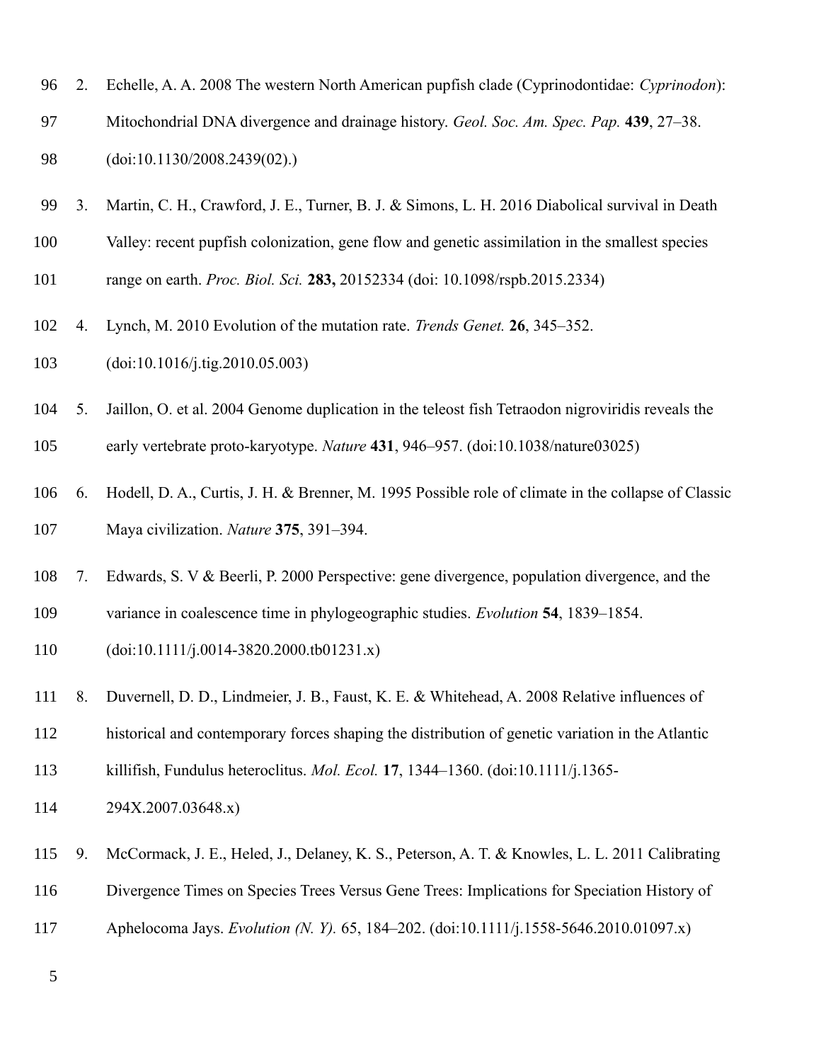2. Echelle, A. A. 2008 The western North American pupfish clade (Cyprinodontidae: *Cyprinodon*): Mitochondrial DNA divergence and drainage history. *Geol. Soc. Am. Spec. Pap.* **439**, 27–38. (doi:10.1130/2008.2439(02).)

3. Martin, C. H., Crawford, J. E., Turner, B. J. & Simons, L. H. 2016 Diabolical survival in Death Valley: recent pupfish colonization, gene flow and genetic assimilation in the smallest species range on earth. *Proc. Biol. Sci.* **283,** 20152334 (doi: 10.1098/rspb.2015.2334)

4. Lynch, M. 2010 Evolution of the mutation rate. *Trends Genet.* **26**, 345–352. (doi:10.1016/j.tig.2010.05.003)

5. Jaillon, O. et al. 2004 Genome duplication in the teleost fish Tetraodon nigroviridis reveals the early vertebrate proto-karyotype. *Nature* **431**, 946–957. (doi:10.1038/nature03025)

6. Hodell, D. A., Curtis, J. H. & Brenner, M. 1995 Possible role of climate in the collapse of Classic Maya civilization. *Nature* **375**, 391–394.

7. Edwards, S. V & Beerli, P. 2000 Perspective: gene divergence, population divergence, and the variance in coalescence time in phylogeographic studies. *Evolution* **54**, 1839–1854. (doi:10.1111/j.0014-3820.2000.tb01231.x)

8. Duvernell, D. D., Lindmeier, J. B., Faust, K. E. & Whitehead, A. 2008 Relative influences of historical and contemporary forces shaping the distribution of genetic variation in the Atlantic killifish, Fundulus heteroclitus. *Mol. Ecol.* **17**, 1344–1360. (doi:10.1111/j.1365-294X.2007.03648.x)

9. McCormack, J. E., Heled, J., Delaney, K. S., Peterson, A. T. & Knowles, L. L. 2011 Calibrating Divergence Times on Species Trees Versus Gene Trees: Implications for Speciation History of Aphelocoma Jays. *Evolution (N. Y).* 65, 184–202. (doi:10.1111/j.1558-5646.2010.01097.x)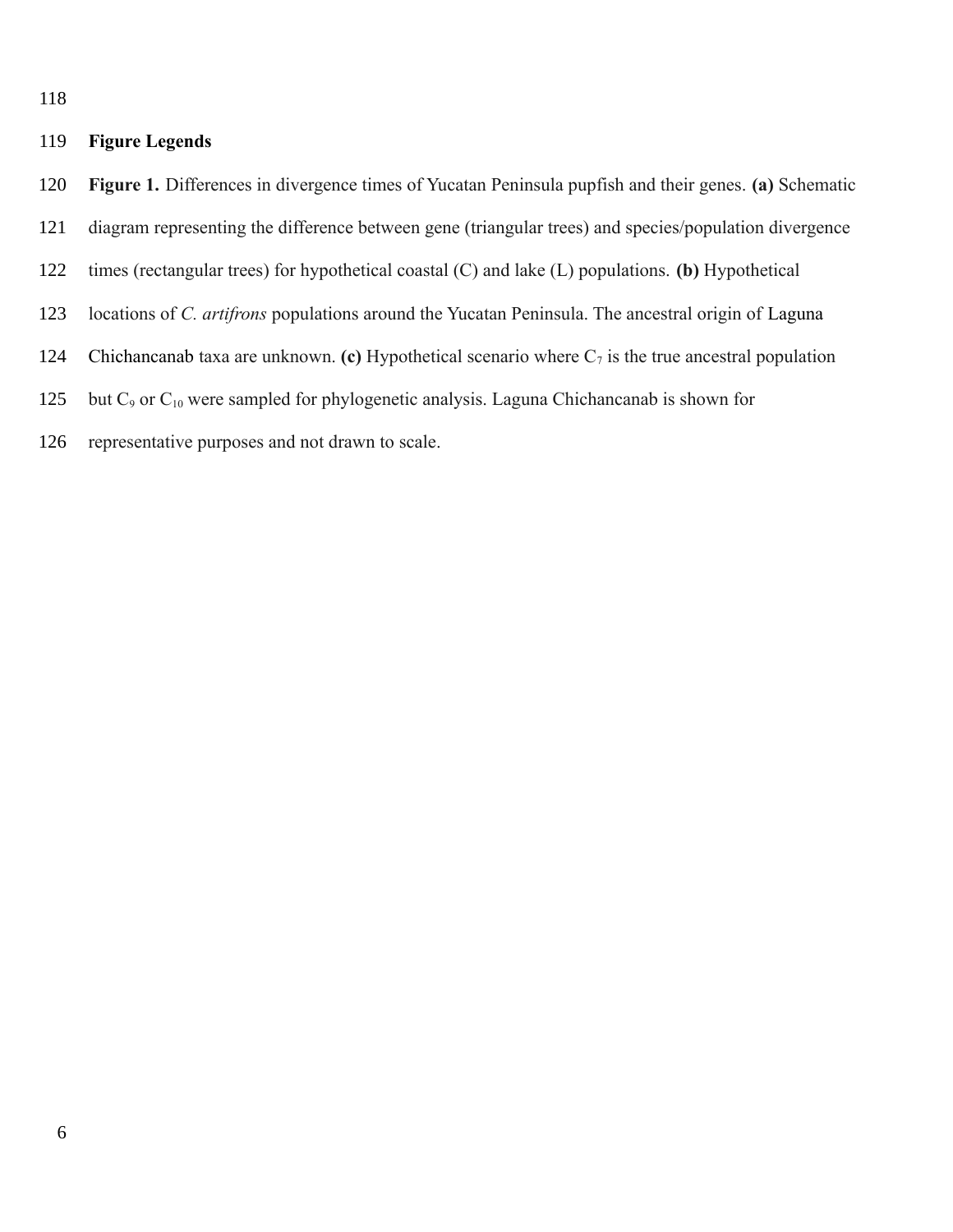## Figure Legends

**Figure 1.** Differences in divergence times of Yucatan Peninsula pupfish and their genes. **(a)** Schematic diagram representing the difference between gene (triangular trees) and species/population divergence times (rectangular trees) for hypothetical coastal (C) and lake (L) populations. **(b)** Hypothetical locations of *C. artifrons* populations around the Yucatan Peninsula. The ancestral origin of Laguna Chichancanab taxa are unknown. **(c)** Hypothetical scenario where $C_7$ is the true ancestral population but $C_9$ or $C_{10}$ were sampled for phylogenetic analysis. Laguna Chichancanab is shown for representative purposes and not drawn to scale.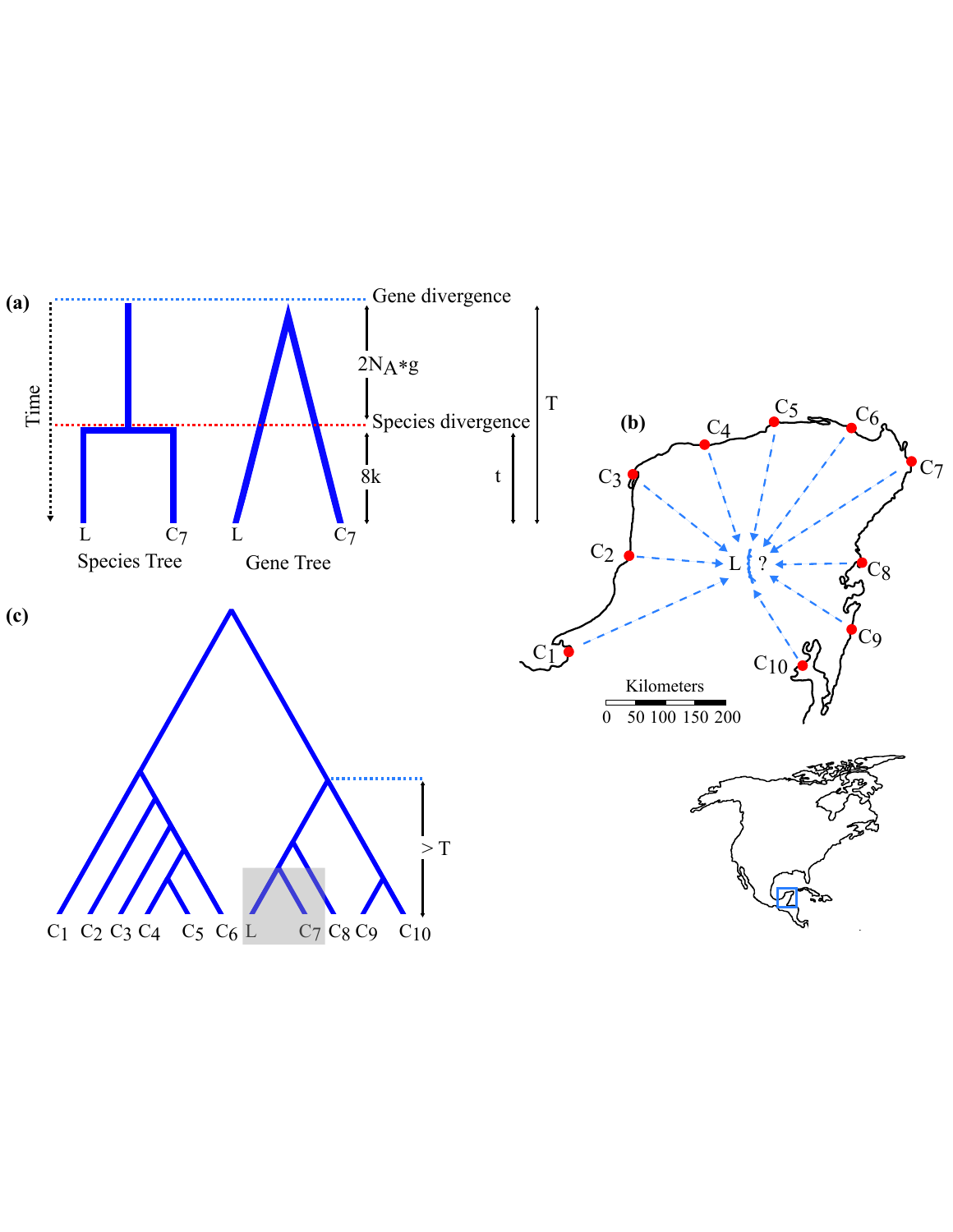(a)

Time

Gene divergence

$2N_A*g$

Species divergence

8k

t

T

L

$C_7$

Species Tree

L

$C_7$

Gene Tree

(b)

$C_1$

$C_2$

$C_3$

$C_4$

$C_5$

$C_6$

$C_7$

$C_8$

$C_9$

$C_{10}$

L

?

Kilometers

0 50 100 150 200

(c)

> T

$C_1$ $C_2$ $C_3$ $C_4$ $C_5$ $C_6$ L $C_7$ $C_8$ $C_9$ $C_{10}$